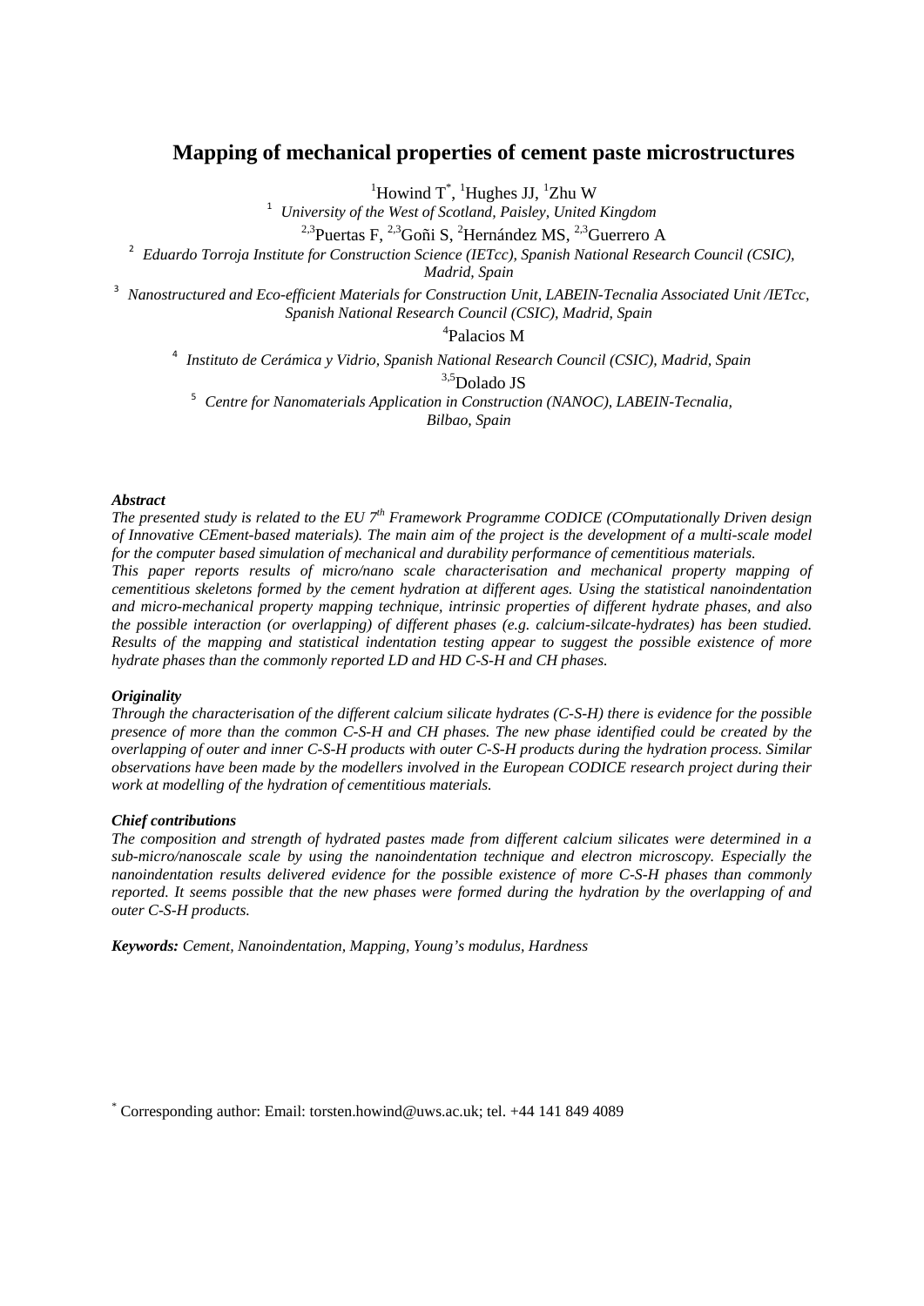# Mapping of mechanical properties of cement paste microstructures

[1]Howind T[*], [1]Hughes JJ, [1]Zhu W

[1] *University of the West of Scotland, Paisley, United Kingdom*

[2,3]Puertas F, [2,3]Goñi S, [2]Hernández MS, [2,3]Guerrero A

[2] *Eduardo Torroja Institute for Construction Science (IETcc), Spanish National Research Council (CSIC), Madrid, Spain*

[3] *Nanostructured and Eco-efficient Materials for Construction Unit, LABEIN-Tecnalia Associated Unit /IETcc, Spanish National Research Council (CSIC), Madrid, Spain*

[4]Palacios M

[4] *Instituto de Cerámica y Vidrio, Spanish National Research Council (CSIC), Madrid, Spain*

[3,5]Dolado JS

[5] *Centre for Nanomaterials Application in Construction (NANOC), LABEIN-Tecnalia, Bilbao, Spain*

***Abstract***

*The presented study is related to the EU 7[th] Framework Programme CODICE (COmputationally Driven design of Innovative CEment-based materials). The main aim of the project is the development of a multi-scale model for the computer based simulation of mechanical and durability performance of cementitious materials.*
*This paper reports results of micro/nano scale characterisation and mechanical property mapping of cementitious skeletons formed by the cement hydration at different ages. Using the statistical nanoindentation and micro-mechanical property mapping technique, intrinsic properties of different hydrate phases, and also the possible interaction (or overlapping) of different phases (e.g. calcium-silcate-hydrates) has been studied. Results of the mapping and statistical indentation testing appear to suggest the possible existence of more hydrate phases than the commonly reported LD and HD C-S-H and CH phases.*

***Originality***

*Through the characterisation of the different calcium silicate hydrates (C-S-H) there is evidence for the possible presence of more than the common C-S-H and CH phases. The new phase identified could be created by the overlapping of outer and inner C-S-H products with outer C-S-H products during the hydration process. Similar observations have been made by the modellers involved in the European CODICE research project during their work at modelling of the hydration of cementitious materials.*

***Chief contributions***

*The composition and strength of hydrated pastes made from different calcium silicates were determined in a sub-micro/nanoscale scale by using the nanoindentation technique and electron microscopy. Especially the nanoindentation results delivered evidence for the possible existence of more C-S-H phases than commonly reported. It seems possible that the new phases were formed during the hydration by the overlapping of and outer C-S-H products.*

***Keywords:*** *Cement, Nanoindentation, Mapping, Young's modulus, Hardness*

[*] Corresponding author: Email: torsten.howind@uws.ac.uk; tel. +44 141 849 4089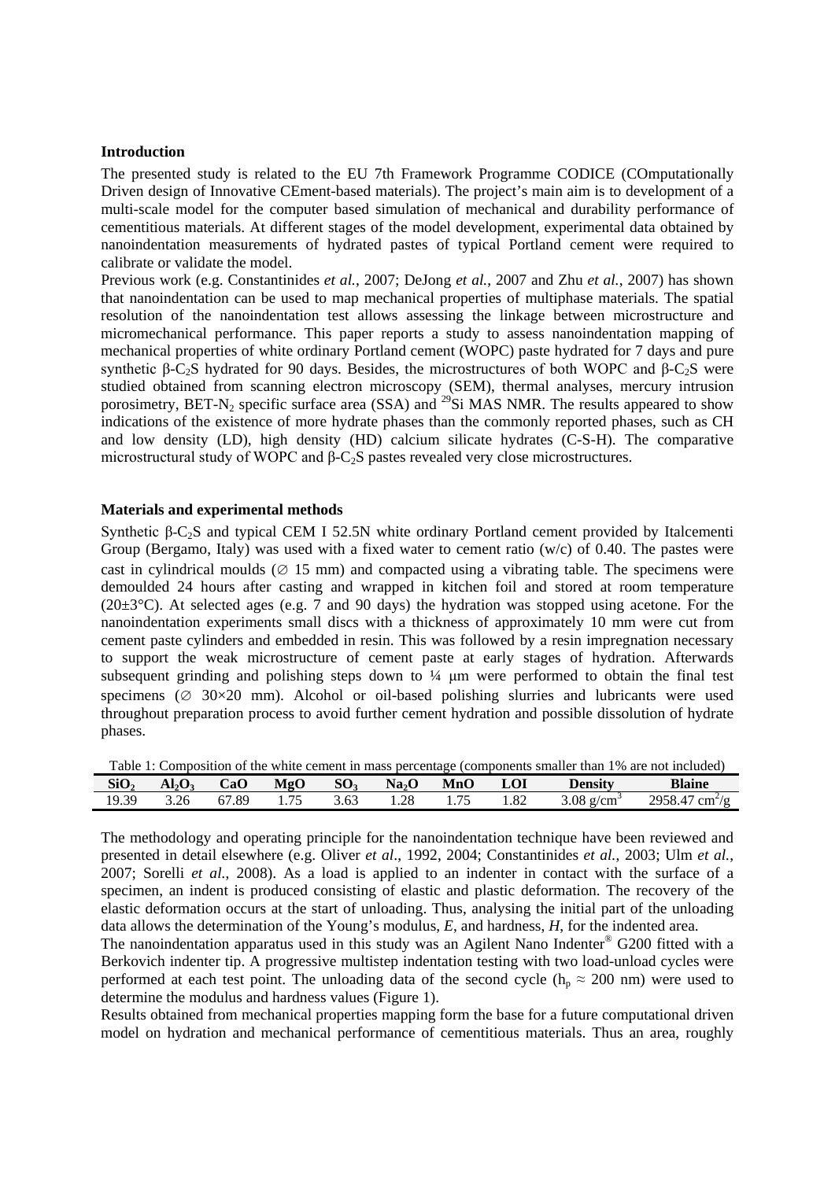## Introduction

The presented study is related to the EU 7th Framework Programme CODICE (COmputationally Driven design of Innovative CEment-based materials). The project's main aim is to development of a multi-scale model for the computer based simulation of mechanical and durability performance of cementitious materials. At different stages of the model development, experimental data obtained by nanoindentation measurements of hydrated pastes of typical Portland cement were required to calibrate or validate the model.

Previous work (e.g. Constantinides *et al.*, 2007; DeJong *et al.*, 2007 and Zhu *et al.*, 2007) has shown that nanoindentation can be used to map mechanical properties of multiphase materials. The spatial resolution of the nanoindentation test allows assessing the linkage between microstructure and micromechanical performance. This paper reports a study to assess nanoindentation mapping of mechanical properties of white ordinary Portland cement (WOPC) paste hydrated for 7 days and pure synthetic β-$C_2S$ hydrated for 90 days. Besides, the microstructures of both WOPC and β-$C_2S$ were studied obtained from scanning electron microscopy (SEM), thermal analyses, mercury intrusion porosimetry, BET-$N_2$ specific surface area (SSA) and $^{29}$Si MAS NMR. The results appeared to show indications of the existence of more hydrate phases than the commonly reported phases, such as CH and low density (LD), high density (HD) calcium silicate hydrates (C-S-H). The comparative microstructural study of WOPC and β-$C_2S$ pastes revealed very close microstructures.

## Materials and experimental methods

Synthetic β-$C_2S$ and typical CEM I 52.5N white ordinary Portland cement provided by Italcementi Group (Bergamo, Italy) was used with a fixed water to cement ratio (w/c) of 0.40. The pastes were cast in cylindrical moulds (∅ 15 mm) and compacted using a vibrating table. The specimens were demoulded 24 hours after casting and wrapped in kitchen foil and stored at room temperature (20±3°C). At selected ages (e.g. 7 and 90 days) the hydration was stopped using acetone. For the nanoindentation experiments small discs with a thickness of approximately 10 mm were cut from cement paste cylinders and embedded in resin. This was followed by a resin impregnation necessary to support the weak microstructure of cement paste at early stages of hydration. Afterwards subsequent grinding and polishing steps down to ¼ µm were performed to obtain the final test specimens (∅ 30×20 mm). Alcohol or oil-based polishing slurries and lubricants were used throughout preparation process to avoid further cement hydration and possible dissolution of hydrate phases.

Table 1: Composition of the white cement in mass percentage (components smaller than 1% are not included)

| $SiO_2$ | $Al_2O_3$ | CaO | MgO | $SO_3$ | $Na_2O$ | MnO | LOI | Density | Blaine |
|---|---|---|---|---|---|---|---|---|---|
| 19.39 | 3.26 | 67.89 | 1.75 | 3.63 | 1.28 | 1.75 | 1.82 | 3.08 g/cm$^3$ | 2958.47 cm$^2$/g |

The methodology and operating principle for the nanoindentation technique have been reviewed and presented in detail elsewhere (e.g. Oliver *et al*., 1992, 2004; Constantinides *et al.*, 2003; Ulm *et al.*, 2007; Sorelli *et al.*, 2008). As a load is applied to an indenter in contact with the surface of a specimen, an indent is produced consisting of elastic and plastic deformation. The recovery of the elastic deformation occurs at the start of unloading. Thus, analysing the initial part of the unloading data allows the determination of the Young's modulus, *E*, and hardness, *H*, for the indented area.

The nanoindentation apparatus used in this study was an Agilent Nano Indenter® G200 fitted with a Berkovich indenter tip. A progressive multistep indentation testing with two load-unload cycles were performed at each test point. The unloading data of the second cycle ($h_p \approx 200$ nm) were used to determine the modulus and hardness values (Figure 1).

Results obtained from mechanical properties mapping form the base for a future computational driven model on hydration and mechanical performance of cementitious materials. Thus an area, roughly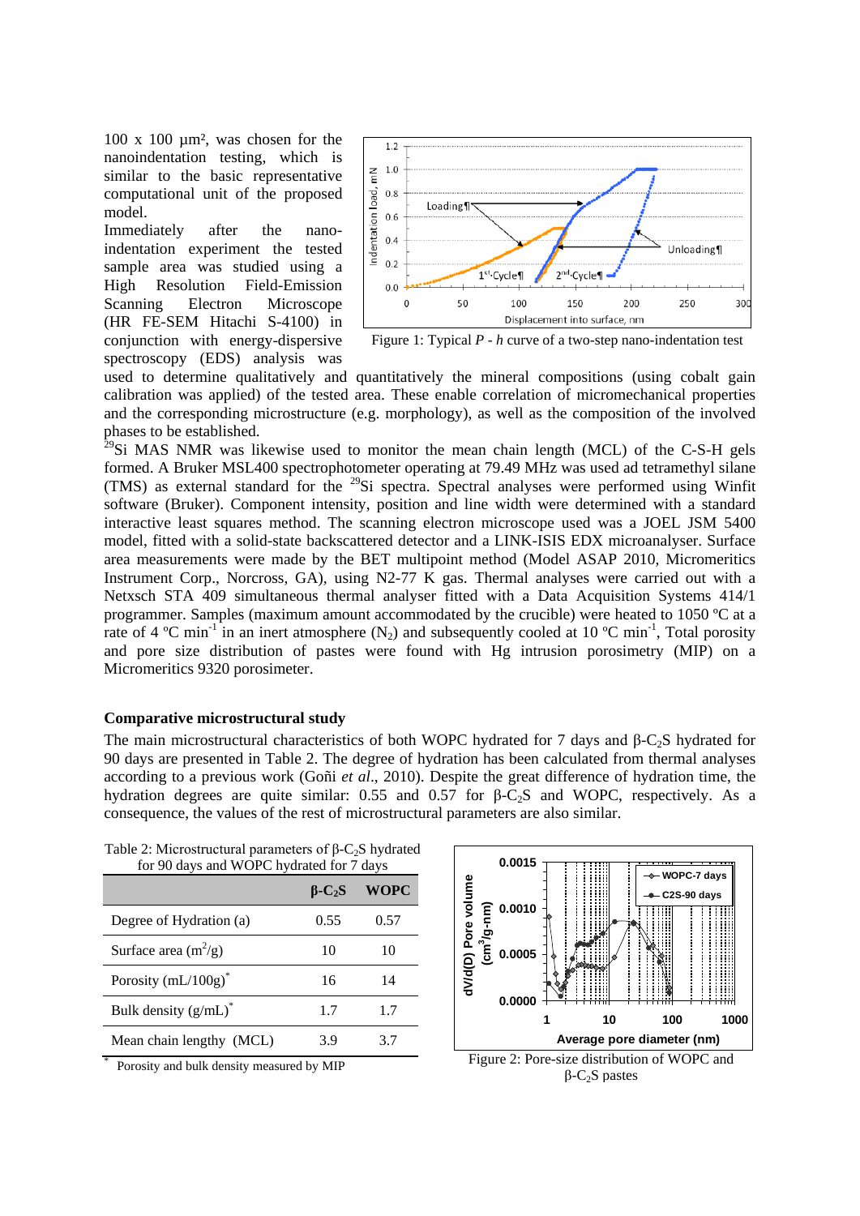100 x 100 µm², was chosen for the nanoindentation testing, which is similar to the basic representative computational unit of the proposed model.

Immediately after the nano-indentation experiment the tested sample area was studied using a High Resolution Field-Emission Scanning Electron Microscope (HR FE-SEM Hitachi S-4100) in conjunction with energy-dispersive spectroscopy (EDS) analysis was used to determine qualitatively and quantitatively the mineral compositions (using cobalt gain calibration was applied) of the tested area. These enable correlation of micromechanical properties and the corresponding microstructure (e.g. morphology), as well as the composition of the involved phases to be established.

Figure 1: Typical *P* - *h* curve of a two-step nano-indentation test

$^{29}$Si MAS NMR was likewise used to monitor the mean chain length (MCL) of the C-S-H gels formed. A Bruker MSL400 spectrophotometer operating at 79.49 MHz was used ad tetramethyl silane (TMS) as external standard for the $^{29}$Si spectra. Spectral analyses were performed using Winfit software (Bruker). Component intensity, position and line width were determined with a standard interactive least squares method. The scanning electron microscope used was a JOEL JSM 5400 model, fitted with a solid-state backscattered detector and a LINK-ISIS EDX microanalyser. Surface area measurements were made by the BET multipoint method (Model ASAP 2010, Micromeritics Instrument Corp., Norcross, GA), using N2-77 K gas. Thermal analyses were carried out with a Netxsch STA 409 simultaneous thermal analyser fitted with a Data Acquisition Systems 414/1 programmer. Samples (maximum amount accommodated by the crucible) were heated to 1050 ºC at a rate of 4 ºC min$^{-1}$ in an inert atmosphere ($N_2$) and subsequently cooled at 10 ºC min$^{-1}$, Total porosity and pore size distribution of pastes were found with Hg intrusion porosimetry (MIP) on a Micromeritics 9320 porosimeter.

**Comparative microstructural study**

The main microstructural characteristics of both WOPC hydrated for 7 days and β-$C_2S$ hydrated for 90 days are presented in Table 2. The degree of hydration has been calculated from thermal analyses according to a previous work (Goñi *et al*., 2010). Despite the great difference of hydration time, the hydration degrees are quite similar: 0.55 and 0.57 for β-$C_2S$ and WOPC, respectively. As a consequence, the values of the rest of microstructural parameters are also similar.

Table 2: Microstructural parameters of β-$C_2S$ hydrated for 90 days and WOPC hydrated for 7 days

| | β-$C_2S$ | WOPC |
|---|---|---|
| Degree of Hydration (a) | 0.55 | 0.57 |
| Surface area ($m^2$/g) | 10 | 10 |
| Porosity (mL/100g)* | 16 | 14 |
| Bulk density (g/mL)* | 1.7 | 1.7 |
| Mean chain lengthy (MCL) | 3.9 | 3.7 |

\* Porosity and bulk density measured by MIP

Figure 2: Pore-size distribution of WOPC and β-$C_2S$ pastes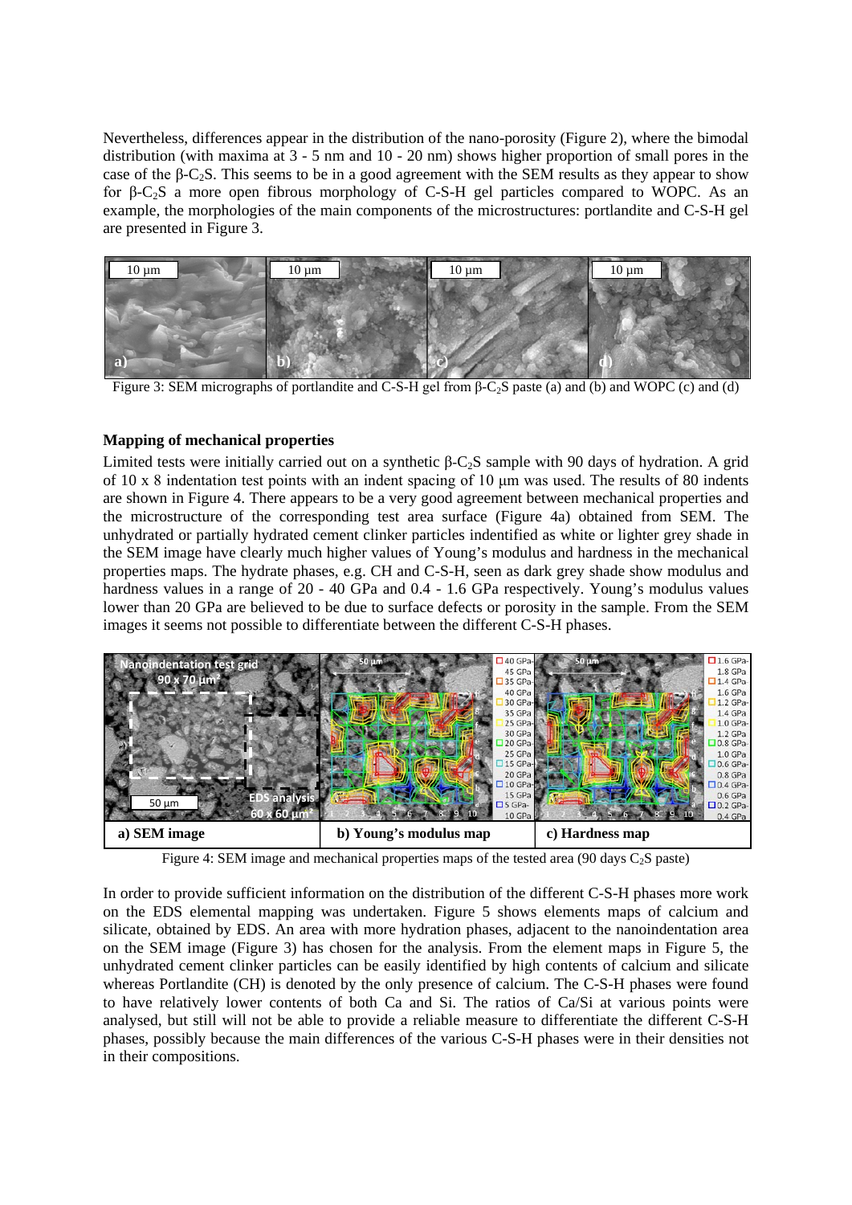Nevertheless, differences appear in the distribution of the nano-porosity (Figure 2), where the bimodal distribution (with maxima at 3 - 5 nm and 10 - 20 nm) shows higher proportion of small pores in the case of the β-$C_2S$. This seems to be in a good agreement with the SEM results as they appear to show for β-$C_2S$ a more open fibrous morphology of C-S-H gel particles compared to WOPC. As an example, the morphologies of the main components of the microstructures: portlandite and C-S-H gel are presented in Figure 3.

Figure 3: SEM micrographs of portlandite and C-S-H gel from β-$C_2S$ paste (a) and (b) and WOPC (c) and (d)

### Mapping of mechanical properties

Limited tests were initially carried out on a synthetic β-$C_2S$ sample with 90 days of hydration. A grid of 10 x 8 indentation test points with an indent spacing of 10 μm was used. The results of 80 indents are shown in Figure 4. There appears to be a very good agreement between mechanical properties and the microstructure of the corresponding test area surface (Figure 4a) obtained from SEM. The unhydrated or partially hydrated cement clinker particles indentified as white or lighter grey shade in the SEM image have clearly much higher values of Young's modulus and hardness in the mechanical properties maps. The hydrate phases, e.g. CH and C-S-H, seen as dark grey shade show modulus and hardness values in a range of 20 - 40 GPa and 0.4 - 1.6 GPa respectively. Young's modulus values lower than 20 GPa are believed to be due to surface defects or porosity in the sample. From the SEM images it seems not possible to differentiate between the different C-S-H phases.

| a) SEM image | b) Young's modulus map | c) Hardness map |
|---|---|---|

Figure 4: SEM image and mechanical properties maps of the tested area (90 days $C_2S$ paste)

In order to provide sufficient information on the distribution of the different C-S-H phases more work on the EDS elemental mapping was undertaken. Figure 5 shows elements maps of calcium and silicate, obtained by EDS. An area with more hydration phases, adjacent to the nanoindentation area on the SEM image (Figure 3) has chosen for the analysis. From the element maps in Figure 5, the unhydrated cement clinker particles can be easily identified by high contents of calcium and silicate whereas Portlandite (CH) is denoted by the only presence of calcium. The C-S-H phases were found to have relatively lower contents of both Ca and Si. The ratios of Ca/Si at various points were analysed, but still will not be able to provide a reliable measure to differentiate the different C-S-H phases, possibly because the main differences of the various C-S-H phases were in their densities not in their compositions.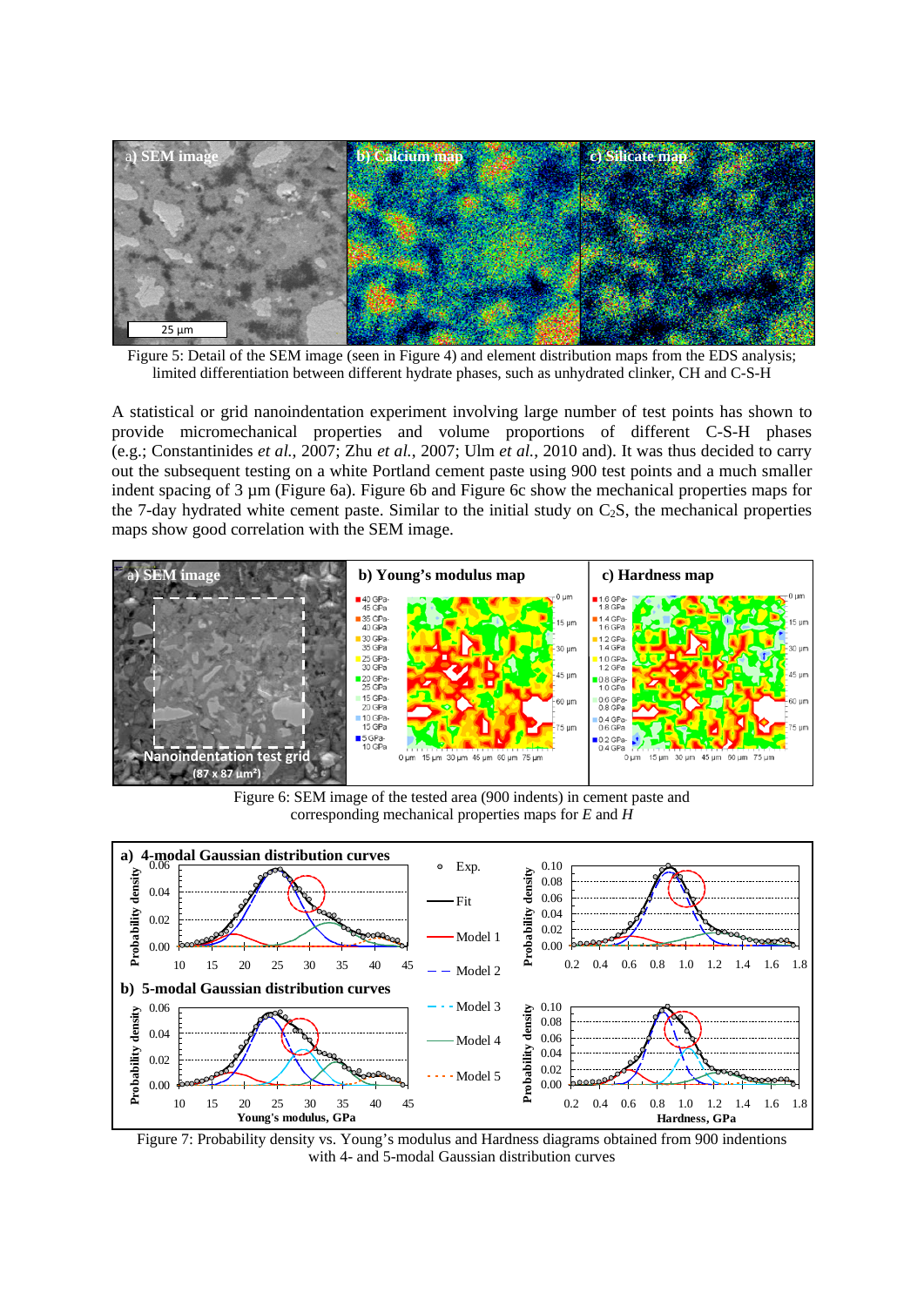Figure 5: Detail of the SEM image (seen in Figure 4) and element distribution maps from the EDS analysis; limited differentiation between different hydrate phases, such as unhydrated clinker, CH and C-S-H

A statistical or grid nanoindentation experiment involving large number of test points has shown to provide micromechanical properties and volume proportions of different C-S-H phases (e.g.; Constantinides *et al.*, 2007; Zhu *et al.*, 2007; Ulm *et al.*, 2010 and). It was thus decided to carry out the subsequent testing on a white Portland cement paste using 900 test points and a much smaller indent spacing of 3 µm (Figure 6a). Figure 6b and Figure 6c show the mechanical properties maps for the 7-day hydrated white cement paste. Similar to the initial study on $C_2S$, the mechanical properties maps show good correlation with the SEM image.

Figure 6: SEM image of the tested area (900 indents) in cement paste and corresponding mechanical properties maps for *E* and *H*

Figure 7: Probability density vs. Young's modulus and Hardness diagrams obtained from 900 indentions with 4- and 5-modal Gaussian distribution curves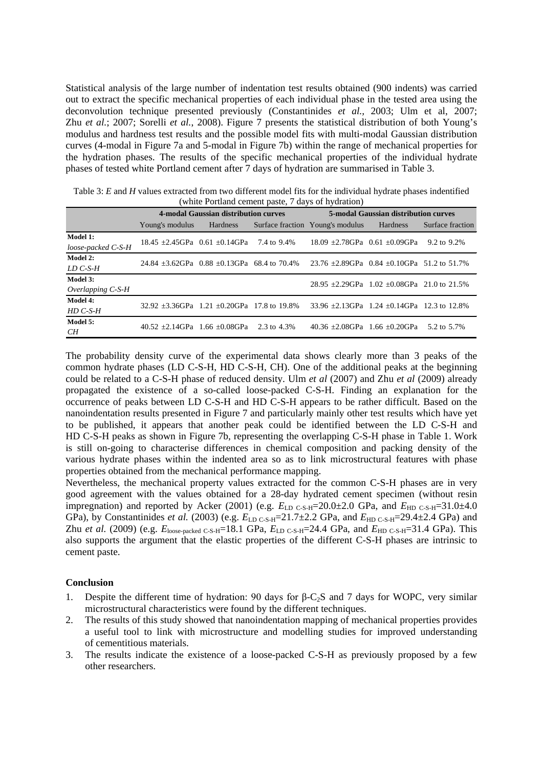Statistical analysis of the large number of indentation test results obtained (900 indents) was carried out to extract the specific mechanical properties of each individual phase in the tested area using the deconvolution technique presented previously (Constantinides *et al.*, 2003; Ulm et al, 2007; Zhu *et al.*; 2007; Sorelli *et al.*, 2008). Figure 7 presents the statistical distribution of both Young's modulus and hardness test results and the possible model fits with multi-modal Gaussian distribution curves (4-modal in Figure 7a and 5-modal in Figure 7b) within the range of mechanical properties for the hydration phases. The results of the specific mechanical properties of the individual hydrate phases of tested white Portland cement after 7 days of hydration are summarised in Table 3.

Table 3: *E* and *H* values extracted from two different model fits for the individual hydrate phases indentified (white Portland cement paste, 7 days of hydration)

| | 4-modal Gaussian distribution curves | | | 5-modal Gaussian distribution curves | | |
|---|---|---|---|---|---|---|
| | Young's modulus | Hardness | Surface fraction | Young's modulus | Hardness | Surface fraction |
| **Model 1:** *loose-packed C-S-H* | 18.45 ±2.45GPa | 0.61 ±0.14GPa | 7.4 to 9.4% | 18.09 ±2.78GPa | 0.61 ±0.09GPa | 9.2 to 9.2% |
| **Model 2:** *LD C-S-H* | 24.84 ±3.62GPa | 0.88 ±0.13GPa | 68.4 to 70.4% | 23.76 ±2.89GPa | 0.84 ±0.10GPa | 51.2 to 51.7% |
| **Model 3:** *Overlapping C-S-H* | | | | 28.95 ±2.29GPa | 1.02 ±0.08GPa | 21.0 to 21.5% |
| **Model 4:** *HD C-S-H* | 32.92 ±3.36GPa | 1.21 ±0.20GPa | 17.8 to 19.8% | 33.96 ±2.13GPa | 1.24 ±0.14GPa | 12.3 to 12.8% |
| **Model 5:** *CH* | 40.52 ±2.14GPa | 1.66 ±0.08GPa | 2.3 to 4.3% | 40.36 ±2.08GPa | 1.66 ±0.20GPa | 5.2 to 5.7% |

The probability density curve of the experimental data shows clearly more than 3 peaks of the common hydrate phases (LD C-S-H, HD C-S-H, CH). One of the additional peaks at the beginning could be related to a C-S-H phase of reduced density. Ulm *et al* (2007) and Zhu *et al* (2009) already propagated the existence of a so-called loose-packed C-S-H. Finding an explanation for the occurrence of peaks between LD C-S-H and HD C-S-H appears to be rather difficult. Based on the nanoindentation results presented in Figure 7 and particularly mainly other test results which have yet to be published, it appears that another peak could be identified between the LD C-S-H and HD C-S-H peaks as shown in Figure 7b, representing the overlapping C-S-H phase in Table 1. Work is still on-going to characterise differences in chemical composition and packing density of the various hydrate phases within the indented area so as to link microstructural features with phase properties obtained from the mechanical performance mapping.

Nevertheless, the mechanical property values extracted for the common C-S-H phases are in very good agreement with the values obtained for a 28-day hydrated cement specimen (without resin impregnation) and reported by Acker (2001) (e.g. $E_{\text{LD C-S-H}}$=20.0±2.0 GPa, and $E_{\text{HD C-S-H}}$=31.0±4.0 GPa), by Constantinides *et al.* (2003) (e.g. $E_{\text{LD C-S-H}}$=21.7±2.2 GPa, and $E_{\text{HD C-S-H}}$=29.4±2.4 GPa) and Zhu *et al.* (2009) (e.g. $E_{\text{loose-packed C-S-H}}$=18.1 GPa, $E_{\text{LD C-S-H}}$=24.4 GPa, and $E_{\text{HD C-S-H}}$=31.4 GPa). This also supports the argument that the elastic properties of the different C-S-H phases are intrinsic to cement paste.

**Conclusion**

1. Despite the different time of hydration: 90 days for β-$C_2S$ and 7 days for WOPC, very similar microstructural characteristics were found by the different techniques.
2. The results of this study showed that nanoindentation mapping of mechanical properties provides a useful tool to link with microstructure and modelling studies for improved understanding of cementitious materials.
3. The results indicate the existence of a loose-packed C-S-H as previously proposed by a few other researchers.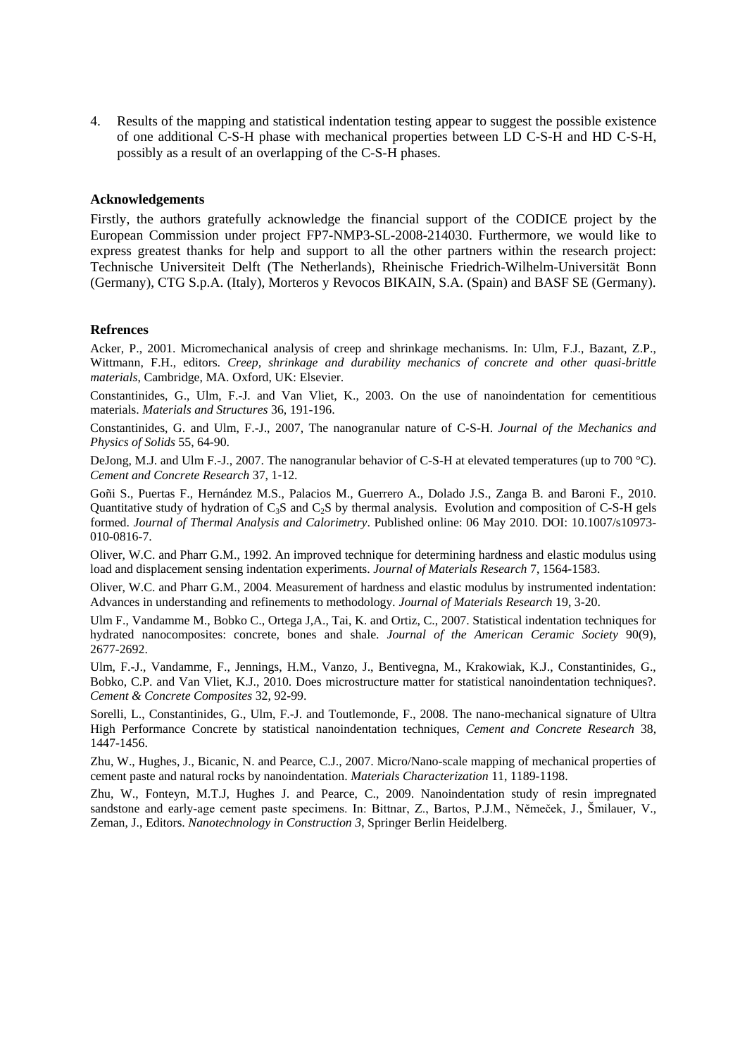4. Results of the mapping and statistical indentation testing appear to suggest the possible existence of one additional C-S-H phase with mechanical properties between LD C-S-H and HD C-S-H, possibly as a result of an overlapping of the C-S-H phases.

**Acknowledgements**

Firstly, the authors gratefully acknowledge the financial support of the CODICE project by the European Commission under project FP7-NMP3-SL-2008-214030. Furthermore, we would like to express greatest thanks for help and support to all the other partners within the research project: Technische Universiteit Delft (The Netherlands), Rheinische Friedrich-Wilhelm-Universität Bonn (Germany), CTG S.p.A. (Italy), Morteros y Revocos BIKAIN, S.A. (Spain) and BASF SE (Germany).

**Refrences**

Acker, P., 2001. Micromechanical analysis of creep and shrinkage mechanisms. In: Ulm, F.J., Bazant, Z.P., Wittmann, F.H., editors. *Creep, shrinkage and durability mechanics of concrete and other quasi-brittle materials*, Cambridge, MA. Oxford, UK: Elsevier.

Constantinides, G., Ulm, F.-J. and Van Vliet, K., 2003. On the use of nanoindentation for cementitious materials. *Materials and Structures* 36, 191-196.

Constantinides, G. and Ulm, F.-J., 2007, The nanogranular nature of C-S-H. *Journal of the Mechanics and Physics of Solids* 55, 64-90.

DeJong, M.J. and Ulm F.-J., 2007. The nanogranular behavior of C-S-H at elevated temperatures (up to 700 °C). *Cement and Concrete Research* 37, 1-12.

Goñi S., Puertas F., Hernández M.S., Palacios M., Guerrero A., Dolado J.S., Zanga B. and Baroni F., 2010. Quantitative study of hydration of $C_3S$ and $C_2S$ by thermal analysis. Evolution and composition of C-S-H gels formed. *Journal of Thermal Analysis and Calorimetry*. Published online: 06 May 2010. DOI: 10.1007/s10973-010-0816-7.

Oliver, W.C. and Pharr G.M., 1992. An improved technique for determining hardness and elastic modulus using load and displacement sensing indentation experiments. *Journal of Materials Research* 7, 1564-1583.

Oliver, W.C. and Pharr G.M., 2004. Measurement of hardness and elastic modulus by instrumented indentation: Advances in understanding and refinements to methodology. *Journal of Materials Research* 19, 3-20.

Ulm F., Vandamme M., Bobko C., Ortega J,A., Tai, K. and Ortiz, C., 2007. Statistical indentation techniques for hydrated nanocomposites: concrete, bones and shale. *Journal of the American Ceramic Society* 90(9), 2677-2692.

Ulm, F.-J., Vandamme, F., Jennings, H.M., Vanzo, J., Bentivegna, M., Krakowiak, K.J., Constantinides, G., Bobko, C.P. and Van Vliet, K.J., 2010. Does microstructure matter for statistical nanoindentation techniques?. *Cement & Concrete Composites* 32, 92-99.

Sorelli, L., Constantinides, G., Ulm, F.-J. and Toutlemonde, F., 2008. The nano-mechanical signature of Ultra High Performance Concrete by statistical nanoindentation techniques, *Cement and Concrete Research* 38, 1447-1456.

Zhu, W., Hughes, J., Bicanic, N. and Pearce, C.J., 2007. Micro/Nano-scale mapping of mechanical properties of cement paste and natural rocks by nanoindentation. *Materials Characterization* 11, 1189-1198.

Zhu, W., Fonteyn, M.T.J, Hughes J. and Pearce, C., 2009. Nanoindentation study of resin impregnated sandstone and early-age cement paste specimens. In: Bittnar, Z., Bartos, P.J.M., Němeček, J., Šmilauer, V., Zeman, J., Editors. *Nanotechnology in Construction 3*, Springer Berlin Heidelberg.